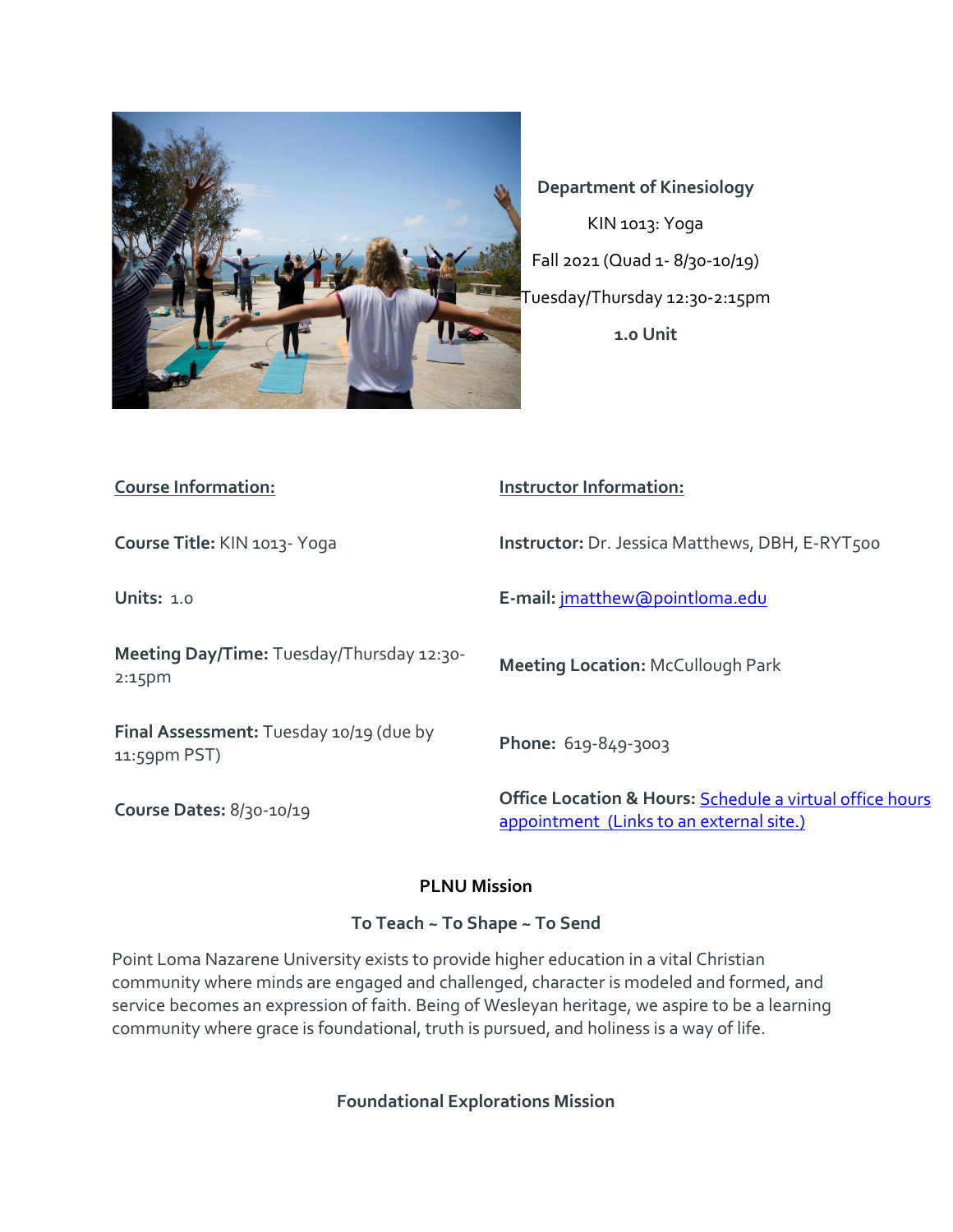**Department of Kinesiology**

KIN 1013: Yoga

Fall 2021 (Quad 1- 8/30-10/19)

Tuesday/Thursday 12:30-2:15pm

**1.0 Unit**

| Course Information: | Instructor Information: |
| --- | --- |
| **Course Title:** KIN 1013- Yoga | **Instructor:** Dr. Jessica Matthews, DBH, E-RYT500 |
| **Units:** 1.0 | **E-mail:** [jmatthew@pointloma.edu](mailto:jmatthew@pointloma.edu) |
| **Meeting Day/Time:** Tuesday/Thursday 12:30-2:15pm | **Meeting Location:** McCullough Park |
| **Final Assessment:** Tuesday 10/19 (due by 11:59pm PST) | **Phone:** 619-849-3003 |
| **Course Dates:** 8/30-10/19 | **Office Location & Hours:** Schedule a virtual office hours appointment (Links to an external site.) |

## PLNU Mission

### To Teach ~ To Shape ~ To Send

Point Loma Nazarene University exists to provide higher education in a vital Christian community where minds are engaged and challenged, character is modeled and formed, and service becomes an expression of faith. Being of Wesleyan heritage, we aspire to be a learning community where grace is foundational, truth is pursued, and holiness is a way of life.

## Foundational Explorations Mission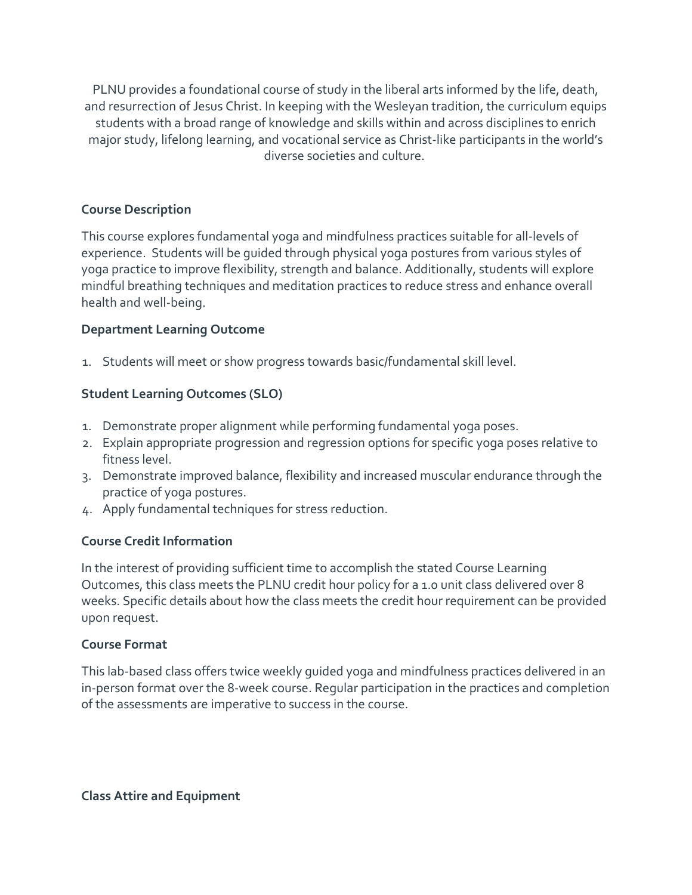PLNU provides a foundational course of study in the liberal arts informed by the life, death, and resurrection of Jesus Christ. In keeping with the Wesleyan tradition, the curriculum equips students with a broad range of knowledge and skills within and across disciplines to enrich major study, lifelong learning, and vocational service as Christ-like participants in the world's diverse societies and culture.

**Course Description**

This course explores fundamental yoga and mindfulness practices suitable for all-levels of experience. Students will be guided through physical yoga postures from various styles of yoga practice to improve flexibility, strength and balance. Additionally, students will explore mindful breathing techniques and meditation practices to reduce stress and enhance overall health and well-being.

**Department Learning Outcome**

1. Students will meet or show progress towards basic/fundamental skill level.

**Student Learning Outcomes (SLO)**

1. Demonstrate proper alignment while performing fundamental yoga poses.
2. Explain appropriate progression and regression options for specific yoga poses relative to fitness level.
3. Demonstrate improved balance, flexibility and increased muscular endurance through the practice of yoga postures.
4. Apply fundamental techniques for stress reduction.

**Course Credit Information**

In the interest of providing sufficient time to accomplish the stated Course Learning Outcomes, this class meets the PLNU credit hour policy for a 1.0 unit class delivered over 8 weeks. Specific details about how the class meets the credit hour requirement can be provided upon request.

**Course Format**

This lab-based class offers twice weekly guided yoga and mindfulness practices delivered in an in-person format over the 8-week course. Regular participation in the practices and completion of the assessments are imperative to success in the course.

**Class Attire and Equipment**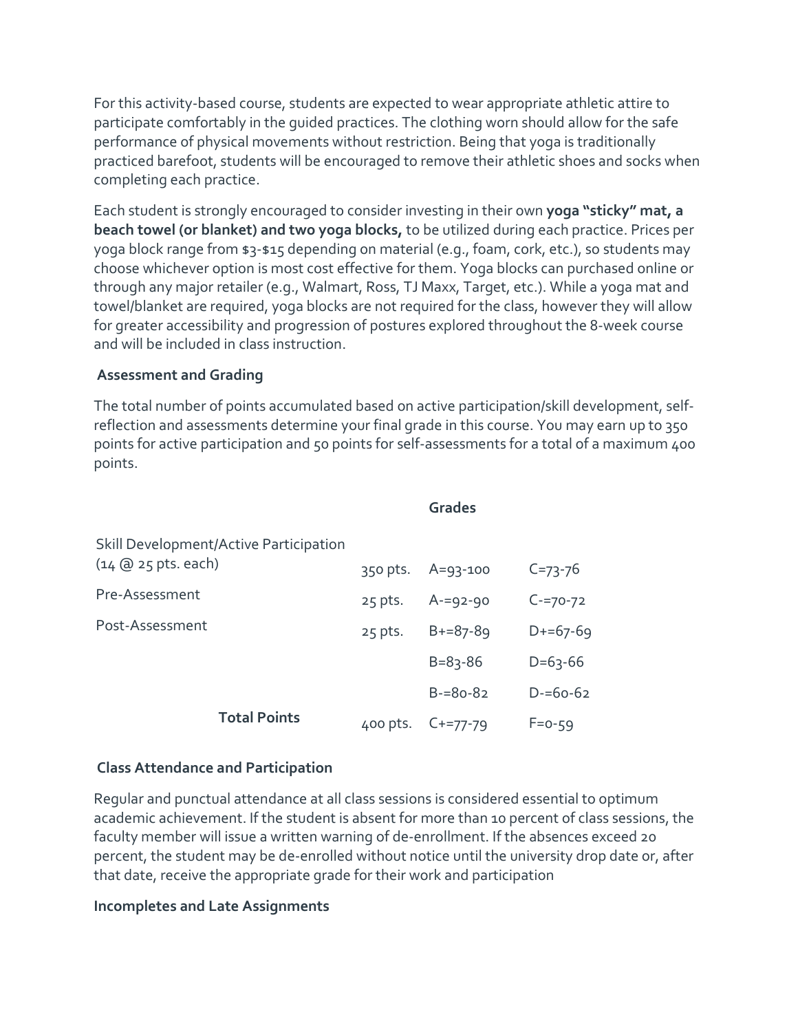For this activity-based course, students are expected to wear appropriate athletic attire to participate comfortably in the guided practices. The clothing worn should allow for the safe performance of physical movements without restriction. Being that yoga is traditionally practiced barefoot, students will be encouraged to remove their athletic shoes and socks when completing each practice.

Each student is strongly encouraged to consider investing in their own **yoga "sticky" mat, a beach towel (or blanket) and two yoga blocks,** to be utilized during each practice. Prices per yoga block range from $3-$15 depending on material (e.g., foam, cork, etc.), so students may choose whichever option is most cost effective for them. Yoga blocks can purchased online or through any major retailer (e.g., Walmart, Ross, TJ Maxx, Target, etc.). While a yoga mat and towel/blanket are required, yoga blocks are not required for the class, however they will allow for greater accessibility and progression of postures explored throughout the 8-week course and will be included in class instruction.

### Assessment and Grading

The total number of points accumulated based on active participation/skill development, self-reflection and assessments determine your final grade in this course. You may earn up to 350 points for active participation and 50 points for self-assessments for a total of a maximum 400 points.

| | | **Grades** | |
|---|---|---|---|
| Skill Development/Active Participation (14 @ 25 pts. each) | 350 pts. | A=93-100 | C=73-76 |
| Pre-Assessment | 25 pts. | A-=92-90 | C-=70-72 |
| Post-Assessment | 25 pts. | B+=87-89 | D+=67-69 |
| | | B=83-86 | D=63-66 |
| | | B-=80-82 | D-=60-62 |
| **Total Points** | 400 pts. | C+=77-79 | F=0-59 |

### Class Attendance and Participation

Regular and punctual attendance at all class sessions is considered essential to optimum academic achievement. If the student is absent for more than 10 percent of class sessions, the faculty member will issue a written warning of de-enrollment. If the absences exceed 20 percent, the student may be de-enrolled without notice until the university drop date or, after that date, receive the appropriate grade for their work and participation

### Incompletes and Late Assignments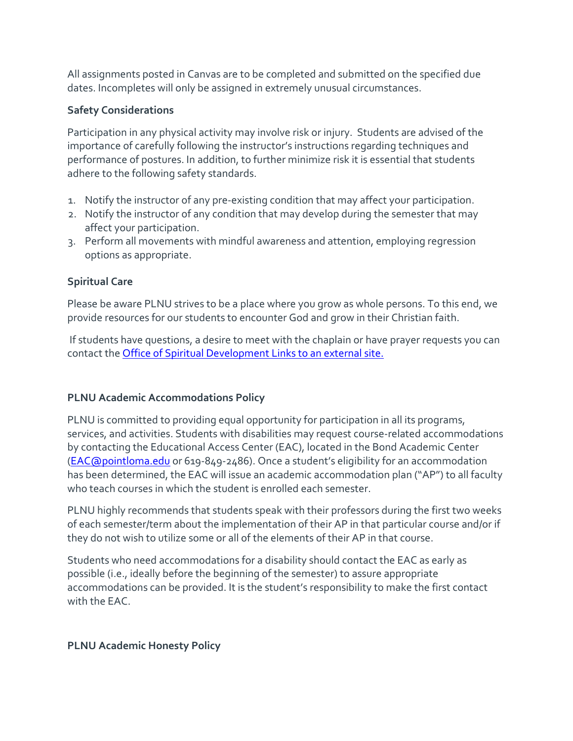All assignments posted in Canvas are to be completed and submitted on the specified due dates. Incompletes will only be assigned in extremely unusual circumstances.

**Safety Considerations**

Participation in any physical activity may involve risk or injury. Students are advised of the importance of carefully following the instructor's instructions regarding techniques and performance of postures. In addition, to further minimize risk it is essential that students adhere to the following safety standards.

1. Notify the instructor of any pre-existing condition that may affect your participation.
2. Notify the instructor of any condition that may develop during the semester that may affect your participation.
3. Perform all movements with mindful awareness and attention, employing regression options as appropriate.

**Spiritual Care**

Please be aware PLNU strives to be a place where you grow as whole persons. To this end, we provide resources for our students to encounter God and grow in their Christian faith.

If students have questions, a desire to meet with the chaplain or have prayer requests you can contact the [Office of Spiritual Development Links to an external site.]

**PLNU Academic Accommodations Policy**

PLNU is committed to providing equal opportunity for participation in all its programs, services, and activities. Students with disabilities may request course-related accommodations by contacting the Educational Access Center (EAC), located in the Bond Academic Center (EAC@pointloma.edu or 619-849-2486). Once a student's eligibility for an accommodation has been determined, the EAC will issue an academic accommodation plan ("AP") to all faculty who teach courses in which the student is enrolled each semester.

PLNU highly recommends that students speak with their professors during the first two weeks of each semester/term about the implementation of their AP in that particular course and/or if they do not wish to utilize some or all of the elements of their AP in that course.

Students who need accommodations for a disability should contact the EAC as early as possible (i.e., ideally before the beginning of the semester) to assure appropriate accommodations can be provided. It is the student's responsibility to make the first contact with the EAC.

**PLNU Academic Honesty Policy**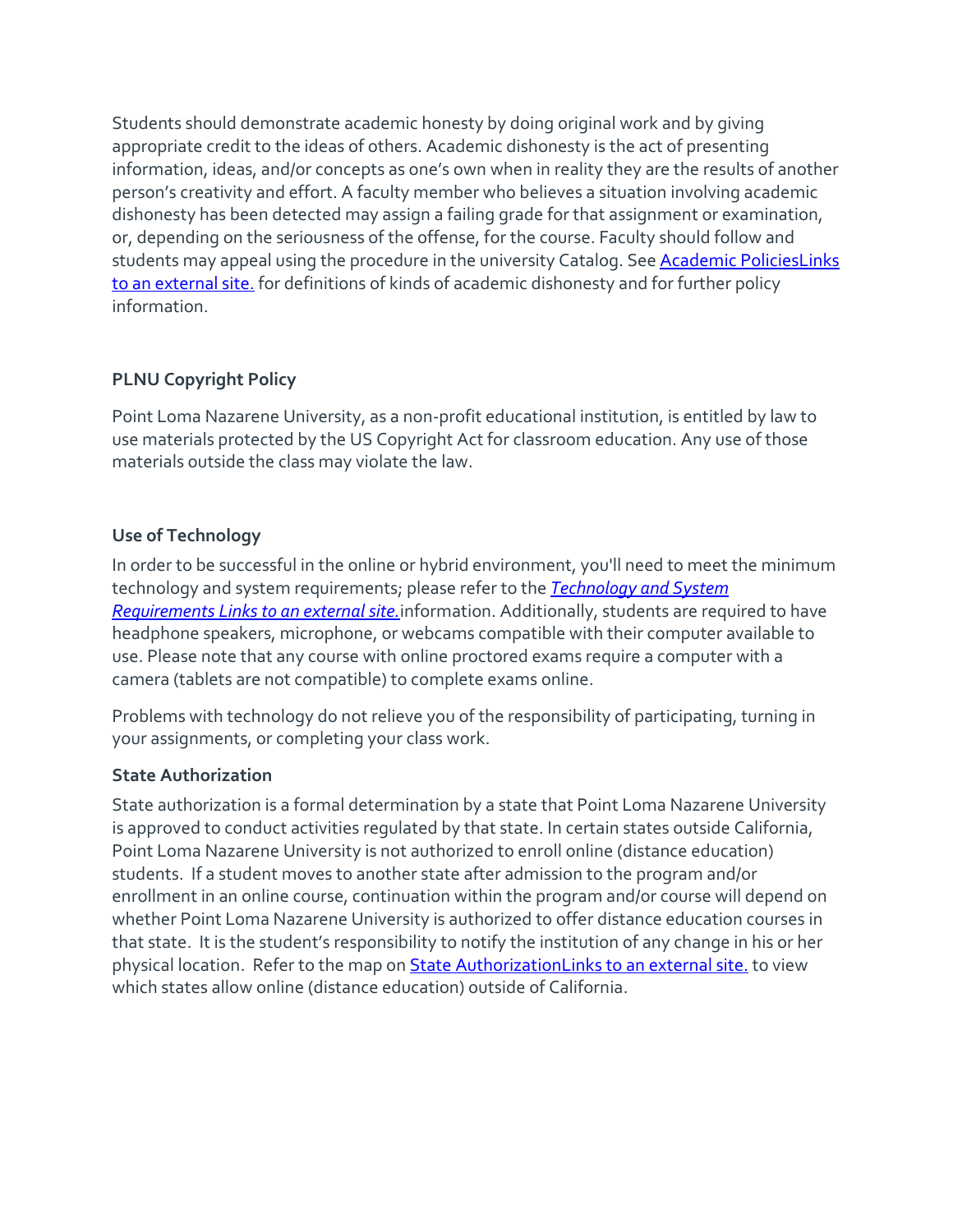Students should demonstrate academic honesty by doing original work and by giving appropriate credit to the ideas of others. Academic dishonesty is the act of presenting information, ideas, and/or concepts as one's own when in reality they are the results of another person's creativity and effort. A faculty member who believes a situation involving academic dishonesty has been detected may assign a failing grade for that assignment or examination, or, depending on the seriousness of the offense, for the course. Faculty should follow and students may appeal using the procedure in the university Catalog. See Academic PoliciesLinks to an external site. for definitions of kinds of academic dishonesty and for further policy information.

**PLNU Copyright Policy**

Point Loma Nazarene University, as a non-profit educational institution, is entitled by law to use materials protected by the US Copyright Act for classroom education. Any use of those materials outside the class may violate the law.

**Use of Technology**

In order to be successful in the online or hybrid environment, you'll need to meet the minimum technology and system requirements; please refer to the *Technology and System Requirements Links to an external site.*information. Additionally, students are required to have headphone speakers, microphone, or webcams compatible with their computer available to use. Please note that any course with online proctored exams require a computer with a camera (tablets are not compatible) to complete exams online.

Problems with technology do not relieve you of the responsibility of participating, turning in your assignments, or completing your class work.

**State Authorization**

State authorization is a formal determination by a state that Point Loma Nazarene University is approved to conduct activities regulated by that state. In certain states outside California, Point Loma Nazarene University is not authorized to enroll online (distance education) students. If a student moves to another state after admission to the program and/or enrollment in an online course, continuation within the program and/or course will depend on whether Point Loma Nazarene University is authorized to offer distance education courses in that state. It is the student's responsibility to notify the institution of any change in his or her physical location. Refer to the map on State AuthorizationLinks to an external site. to view which states allow online (distance education) outside of California.